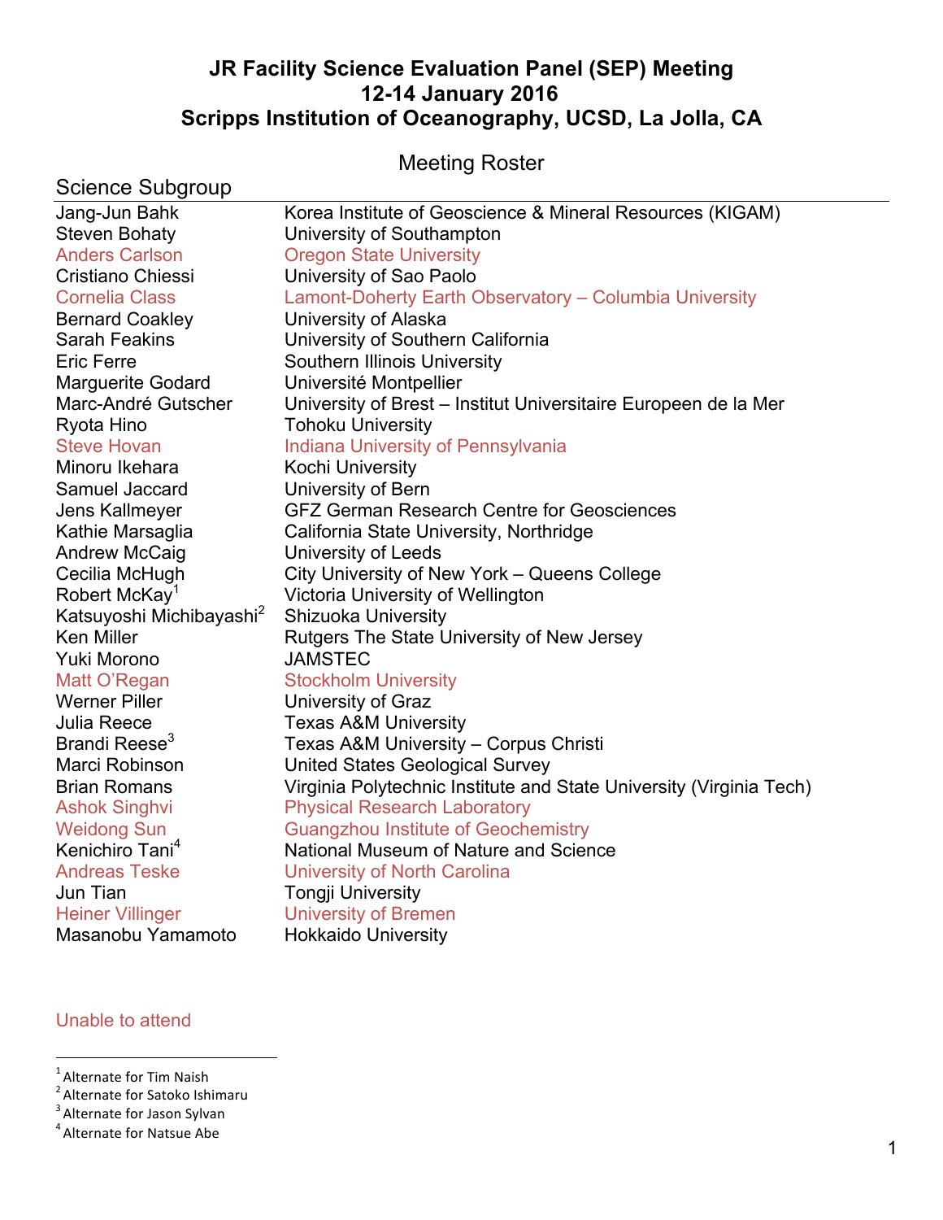# JR Facility Science Evaluation Panel (SEP) Meeting
# 12-14 January 2016
# Scripps Institution of Oceanography, UCSD, La Jolla, CA

## Meeting Roster

### Science Subgroup

| | |
|---|---|
| Jang-Jun Bahk | Korea Institute of Geoscience & Mineral Resources (KIGAM) |
| Steven Bohaty | University of Southampton |
| Anders Carlson | Oregon State University |
| Cristiano Chiessi | University of Sao Paolo |
| Cornelia Class | Lamont-Doherty Earth Observatory – Columbia University |
| Bernard Coakley | University of Alaska |
| Sarah Feakins | University of Southern California |
| Eric Ferre | Southern Illinois University |
| Marguerite Godard | Université Montpellier |
| Marc-André Gutscher | University of Brest – Institut Universitaire Europeen de la Mer |
| Ryota Hino | Tohoku University |
| Steve Hovan | Indiana University of Pennsylvania |
| Minoru Ikehara | Kochi University |
| Samuel Jaccard | University of Bern |
| Jens Kallmeyer | GFZ German Research Centre for Geosciences |
| Kathie Marsaglia | California State University, Northridge |
| Andrew McCaig | University of Leeds |
| Cecilia McHugh | City University of New York – Queens College |
| Robert McKay[1] | Victoria University of Wellington |
| Katsuyoshi Michibayashi[2] | Shizuoka University |
| Ken Miller | Rutgers The State University of New Jersey |
| Yuki Morono | JAMSTEC |
| Matt O'Regan | Stockholm University |
| Werner Piller | University of Graz |
| Julia Reece | Texas A&M University |
| Brandi Reese[3] | Texas A&M University – Corpus Christi |
| Marci Robinson | United States Geological Survey |
| Brian Romans | Virginia Polytechnic Institute and State University (Virginia Tech) |
| Ashok Singhvi | Physical Research Laboratory |
| Weidong Sun | Guangzhou Institute of Geochemistry |
| Kenichiro Tani[4] | National Museum of Nature and Science |
| Andreas Teske | University of North Carolina |
| Jun Tian | Tongji University |
| Heiner Villinger | University of Bremen |
| Masanobu Yamamoto | Hokkaido University |

Unable to attend (Anders Carlson, Cornelia Class, Steve Hovan, Matt O'Regan, Ashok Singhvi, Weidong Sun, Andreas Teske, Heiner Villinger)

[1] Alternate for Tim Naish
[2] Alternate for Satoko Ishimaru
[3] Alternate for Jason Sylvan
[4] Alternate for Natsue Abe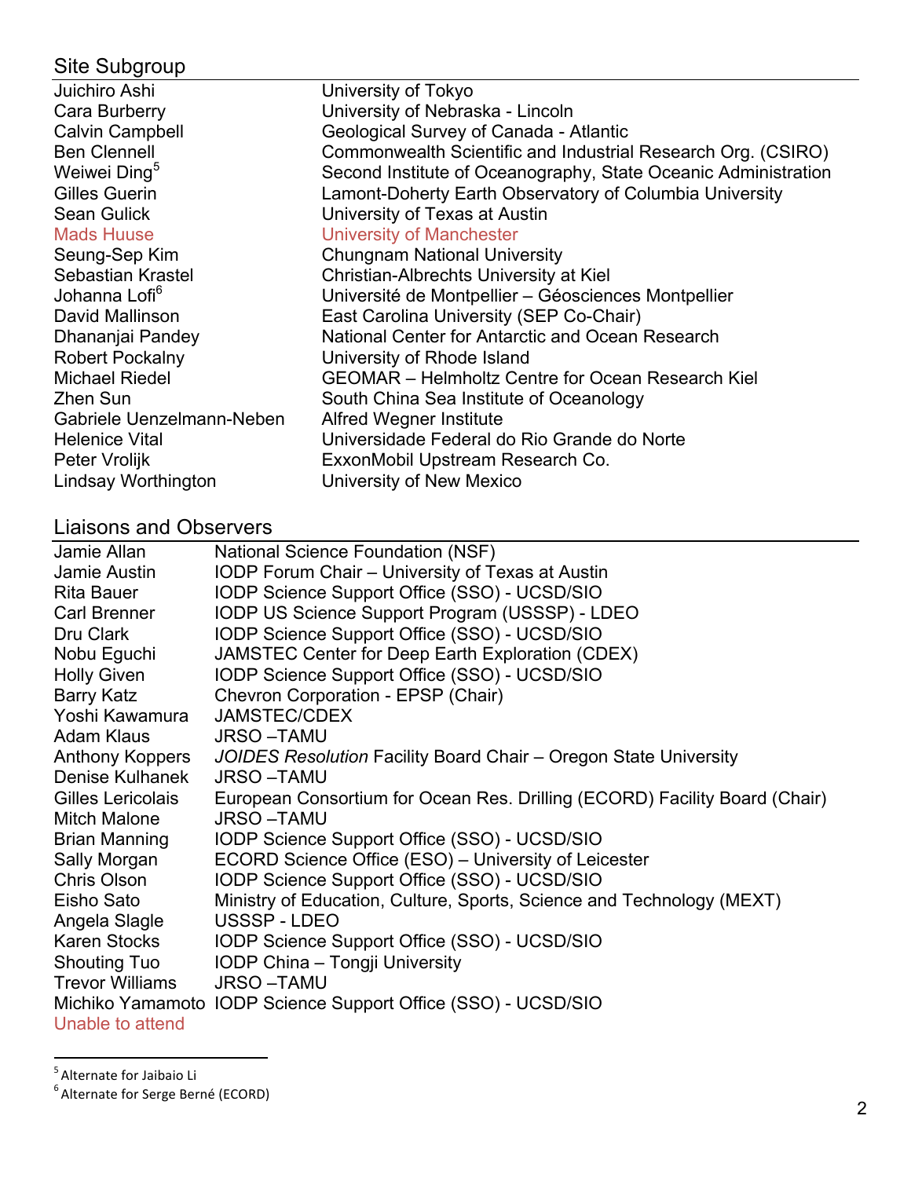## Site Subgroup

| | |
|---|---|
| Juichiro Ashi | University of Tokyo |
| Cara Burberry | University of Nebraska - Lincoln |
| Calvin Campbell | Geological Survey of Canada - Atlantic |
| Ben Clennell | Commonwealth Scientific and Industrial Research Org. (CSIRO) |
| Weiwei Ding[5] | Second Institute of Oceanography, State Oceanic Administration |
| Gilles Guerin | Lamont-Doherty Earth Observatory of Columbia University |
| Sean Gulick | University of Texas at Austin |
| Mads Huuse | University of Manchester |
| Seung-Sep Kim | Chungnam National University |
| Sebastian Krastel | Christian-Albrechts University at Kiel |
| Johanna Lofi[6] | Université de Montpellier – Géosciences Montpellier |
| David Mallinson | East Carolina University (SEP Co-Chair) |
| Dhananjai Pandey | National Center for Antarctic and Ocean Research |
| Robert Pockalny | University of Rhode Island |
| Michael Riedel | GEOMAR – Helmholtz Centre for Ocean Research Kiel |
| Zhen Sun | South China Sea Institute of Oceanology |
| Gabriele Uenzelmann-Neben | Alfred Wegner Institute |
| Helenice Vital | Universidade Federal do Rio Grande do Norte |
| Peter Vrolijk | ExxonMobil Upstream Research Co. |
| Lindsay Worthington | University of New Mexico |

## Liaisons and Observers

| | |
|---|---|
| Jamie Allan | National Science Foundation (NSF) |
| Jamie Austin | IODP Forum Chair – University of Texas at Austin |
| Rita Bauer | IODP Science Support Office (SSO) - UCSD/SIO |
| Carl Brenner | IODP US Science Support Program (USSSP) - LDEO |
| Dru Clark | IODP Science Support Office (SSO) - UCSD/SIO |
| Nobu Eguchi | JAMSTEC Center for Deep Earth Exploration (CDEX) |
| Holly Given | IODP Science Support Office (SSO) - UCSD/SIO |
| Barry Katz | Chevron Corporation - EPSP (Chair) |
| Yoshi Kawamura | JAMSTEC/CDEX |
| Adam Klaus | JRSO –TAMU |
| Anthony Koppers | *JOIDES Resolution* Facility Board Chair – Oregon State University |
| Denise Kulhanek | JRSO –TAMU |
| Gilles Lericolais | European Consortium for Ocean Res. Drilling (ECORD) Facility Board (Chair) |
| Mitch Malone | JRSO –TAMU |
| Brian Manning | IODP Science Support Office (SSO) - UCSD/SIO |
| Sally Morgan | ECORD Science Office (ESO) – University of Leicester |
| Chris Olson | IODP Science Support Office (SSO) - UCSD/SIO |
| Eisho Sato | Ministry of Education, Culture, Sports, Science and Technology (MEXT) |
| Angela Slagle | USSSP - LDEO |
| Karen Stocks | IODP Science Support Office (SSO) - UCSD/SIO |
| Shouting Tuo | IODP China – Tongji University |
| Trevor Williams | JRSO –TAMU |
| Michiko Yamamoto | IODP Science Support Office (SSO) - UCSD/SIO |

Unable to attend

[5] Alternate for Jaibaio Li

[6] Alternate for Serge Berné (ECORD)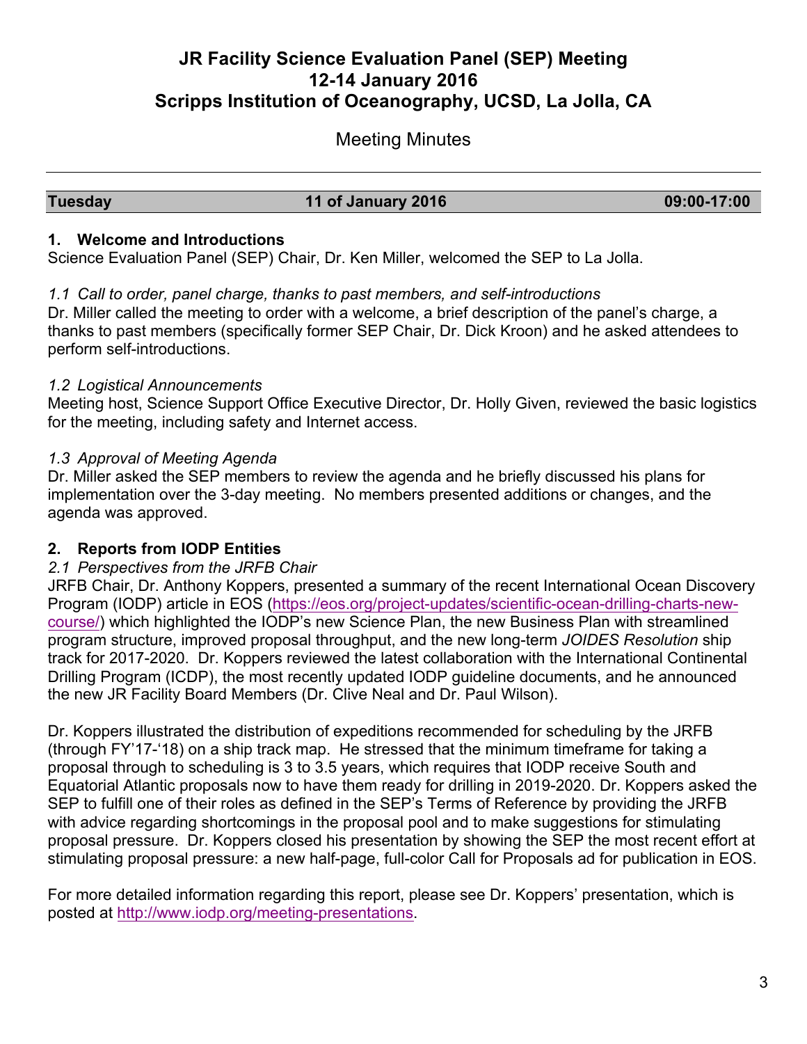# JR Facility Science Evaluation Panel (SEP) Meeting
# 12-14 January 2016
# Scripps Institution of Oceanography, UCSD, La Jolla, CA

## Meeting Minutes

---

| **Tuesday** | **11 of January 2016** | **09:00-17:00** |
|---|---|---|

### 1. Welcome and Introductions

Science Evaluation Panel (SEP) Chair, Dr. Ken Miller, welcomed the SEP to La Jolla.

*1.1 Call to order, panel charge, thanks to past members, and self-introductions*

Dr. Miller called the meeting to order with a welcome, a brief description of the panel's charge, a thanks to past members (specifically former SEP Chair, Dr. Dick Kroon) and he asked attendees to perform self-introductions.

*1.2 Logistical Announcements*

Meeting host, Science Support Office Executive Director, Dr. Holly Given, reviewed the basic logistics for the meeting, including safety and Internet access.

*1.3 Approval of Meeting Agenda*

Dr. Miller asked the SEP members to review the agenda and he briefly discussed his plans for implementation over the 3-day meeting. No members presented additions or changes, and the agenda was approved.

### 2. Reports from IODP Entities

*2.1 Perspectives from the JRFB Chair*

JRFB Chair, Dr. Anthony Koppers, presented a summary of the recent International Ocean Discovery Program (IODP) article in EOS (https://eos.org/project-updates/scientific-ocean-drilling-charts-new-course/) which highlighted the IODP's new Science Plan, the new Business Plan with streamlined program structure, improved proposal throughput, and the new long-term *JOIDES Resolution* ship track for 2017-2020. Dr. Koppers reviewed the latest collaboration with the International Continental Drilling Program (ICDP), the most recently updated IODP guideline documents, and he announced the new JR Facility Board Members (Dr. Clive Neal and Dr. Paul Wilson).

Dr. Koppers illustrated the distribution of expeditions recommended for scheduling by the JRFB (through FY'17-'18) on a ship track map. He stressed that the minimum timeframe for taking a proposal through to scheduling is 3 to 3.5 years, which requires that IODP receive South and Equatorial Atlantic proposals now to have them ready for drilling in 2019-2020. Dr. Koppers asked the SEP to fulfill one of their roles as defined in the SEP's Terms of Reference by providing the JRFB with advice regarding shortcomings in the proposal pool and to make suggestions for stimulating proposal pressure. Dr. Koppers closed his presentation by showing the SEP the most recent effort at stimulating proposal pressure: a new half-page, full-color Call for Proposals ad for publication in EOS.

For more detailed information regarding this report, please see Dr. Koppers' presentation, which is posted at http://www.iodp.org/meeting-presentations.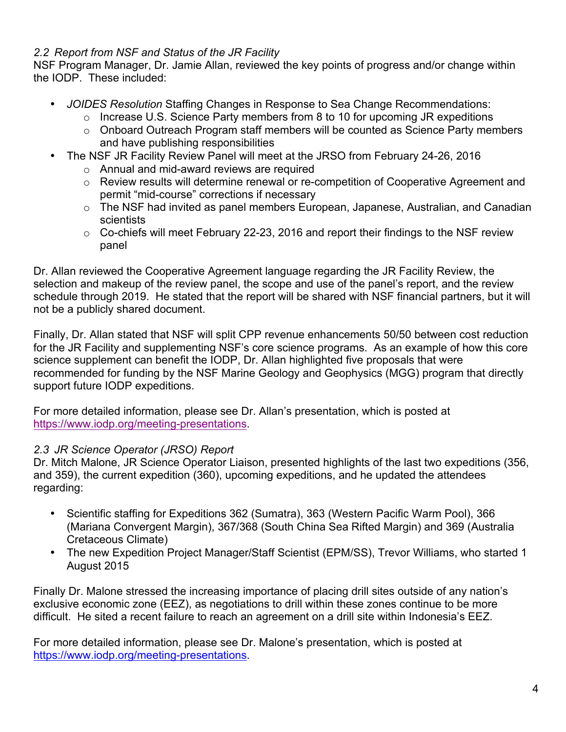### *2.2 Report from NSF and Status of the JR Facility*

NSF Program Manager, Dr. Jamie Allan, reviewed the key points of progress and/or change within the IODP. These included:

- *JOIDES Resolution* Staffing Changes in Response to Sea Change Recommendations:
  - Increase U.S. Science Party members from 8 to 10 for upcoming JR expeditions
  - Onboard Outreach Program staff members will be counted as Science Party members and have publishing responsibilities
- The NSF JR Facility Review Panel will meet at the JRSO from February 24-26, 2016
  - Annual and mid-award reviews are required
  - Review results will determine renewal or re-competition of Cooperative Agreement and permit "mid-course" corrections if necessary
  - The NSF had invited as panel members European, Japanese, Australian, and Canadian scientists
  - Co-chiefs will meet February 22-23, 2016 and report their findings to the NSF review panel

Dr. Allan reviewed the Cooperative Agreement language regarding the JR Facility Review, the selection and makeup of the review panel, the scope and use of the panel's report, and the review schedule through 2019. He stated that the report will be shared with NSF financial partners, but it will not be a publicly shared document.

Finally, Dr. Allan stated that NSF will split CPP revenue enhancements 50/50 between cost reduction for the JR Facility and supplementing NSF's core science programs. As an example of how this core science supplement can benefit the IODP, Dr. Allan highlighted five proposals that were recommended for funding by the NSF Marine Geology and Geophysics (MGG) program that directly support future IODP expeditions.

For more detailed information, please see Dr. Allan's presentation, which is posted at https://www.iodp.org/meeting-presentations.

### *2.3 JR Science Operator (JRSO) Report*

Dr. Mitch Malone, JR Science Operator Liaison, presented highlights of the last two expeditions (356, and 359), the current expedition (360), upcoming expeditions, and he updated the attendees regarding:

- Scientific staffing for Expeditions 362 (Sumatra), 363 (Western Pacific Warm Pool), 366 (Mariana Convergent Margin), 367/368 (South China Sea Rifted Margin) and 369 (Australia Cretaceous Climate)
- The new Expedition Project Manager/Staff Scientist (EPM/SS), Trevor Williams, who started 1 August 2015

Finally Dr. Malone stressed the increasing importance of placing drill sites outside of any nation's exclusive economic zone (EEZ), as negotiations to drill within these zones continue to be more difficult. He sited a recent failure to reach an agreement on a drill site within Indonesia's EEZ.

For more detailed information, please see Dr. Malone's presentation, which is posted at https://www.iodp.org/meeting-presentations.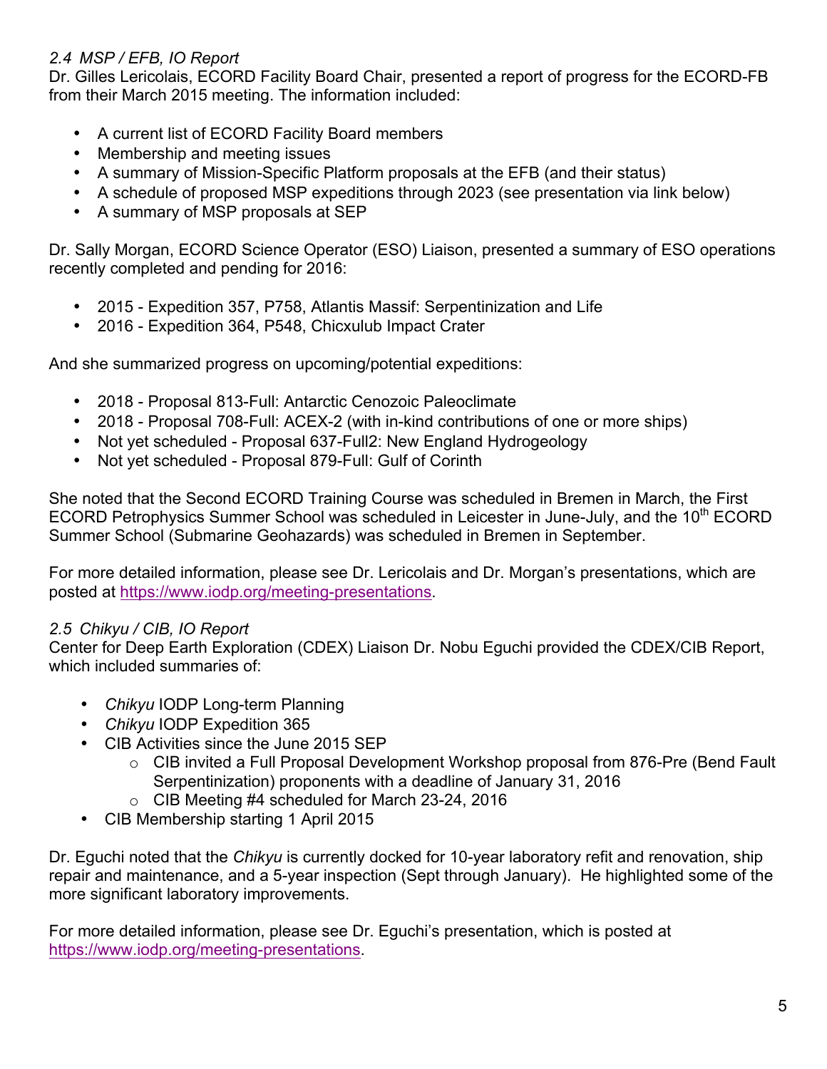*2.4 MSP / EFB, IO Report*

Dr. Gilles Lericolais, ECORD Facility Board Chair, presented a report of progress for the ECORD-FB from their March 2015 meeting. The information included:

- A current list of ECORD Facility Board members
- Membership and meeting issues
- A summary of Mission-Specific Platform proposals at the EFB (and their status)
- A schedule of proposed MSP expeditions through 2023 (see presentation via link below)
- A summary of MSP proposals at SEP

Dr. Sally Morgan, ECORD Science Operator (ESO) Liaison, presented a summary of ESO operations recently completed and pending for 2016:

- 2015 - Expedition 357, P758, Atlantis Massif: Serpentinization and Life
- 2016 - Expedition 364, P548, Chicxulub Impact Crater

And she summarized progress on upcoming/potential expeditions:

- 2018 - Proposal 813-Full: Antarctic Cenozoic Paleoclimate
- 2018 - Proposal 708-Full: ACEX-2 (with in-kind contributions of one or more ships)
- Not yet scheduled - Proposal 637-Full2: New England Hydrogeology
- Not yet scheduled - Proposal 879-Full: Gulf of Corinth

She noted that the Second ECORD Training Course was scheduled in Bremen in March, the First ECORD Petrophysics Summer School was scheduled in Leicester in June-July, and the 10th ECORD Summer School (Submarine Geohazards) was scheduled in Bremen in September.

For more detailed information, please see Dr. Lericolais and Dr. Morgan's presentations, which are posted at https://www.iodp.org/meeting-presentations.

*2.5 Chikyu / CIB, IO Report*

Center for Deep Earth Exploration (CDEX) Liaison Dr. Nobu Eguchi provided the CDEX/CIB Report, which included summaries of:

- *Chikyu* IODP Long-term Planning
- *Chikyu* IODP Expedition 365
- CIB Activities since the June 2015 SEP
  - CIB invited a Full Proposal Development Workshop proposal from 876-Pre (Bend Fault Serpentinization) proponents with a deadline of January 31, 2016
  - CIB Meeting #4 scheduled for March 23-24, 2016
- CIB Membership starting 1 April 2015

Dr. Eguchi noted that the *Chikyu* is currently docked for 10-year laboratory refit and renovation, ship repair and maintenance, and a 5-year inspection (Sept through January). He highlighted some of the more significant laboratory improvements.

For more detailed information, please see Dr. Eguchi's presentation, which is posted at https://www.iodp.org/meeting-presentations.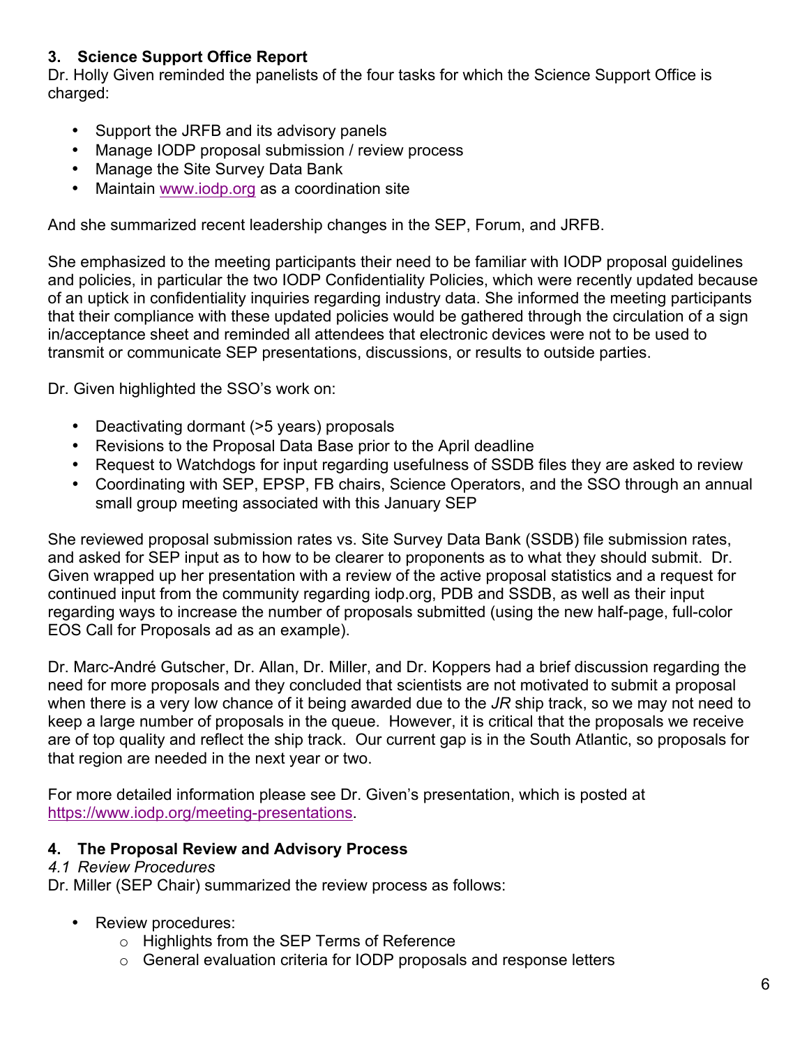### 3. Science Support Office Report

Dr. Holly Given reminded the panelists of the four tasks for which the Science Support Office is charged:

- Support the JRFB and its advisory panels
- Manage IODP proposal submission / review process
- Manage the Site Survey Data Bank
- Maintain www.iodp.org as a coordination site

And she summarized recent leadership changes in the SEP, Forum, and JRFB.

She emphasized to the meeting participants their need to be familiar with IODP proposal guidelines and policies, in particular the two IODP Confidentiality Policies, which were recently updated because of an uptick in confidentiality inquiries regarding industry data. She informed the meeting participants that their compliance with these updated policies would be gathered through the circulation of a sign in/acceptance sheet and reminded all attendees that electronic devices were not to be used to transmit or communicate SEP presentations, discussions, or results to outside parties.

Dr. Given highlighted the SSO's work on:

- Deactivating dormant (>5 years) proposals
- Revisions to the Proposal Data Base prior to the April deadline
- Request to Watchdogs for input regarding usefulness of SSDB files they are asked to review
- Coordinating with SEP, EPSP, FB chairs, Science Operators, and the SSO through an annual small group meeting associated with this January SEP

She reviewed proposal submission rates vs. Site Survey Data Bank (SSDB) file submission rates, and asked for SEP input as to how to be clearer to proponents as to what they should submit. Dr. Given wrapped up her presentation with a review of the active proposal statistics and a request for continued input from the community regarding iodp.org, PDB and SSDB, as well as their input regarding ways to increase the number of proposals submitted (using the new half-page, full-color EOS Call for Proposals ad as an example).

Dr. Marc-André Gutscher, Dr. Allan, Dr. Miller, and Dr. Koppers had a brief discussion regarding the need for more proposals and they concluded that scientists are not motivated to submit a proposal when there is a very low chance of it being awarded due to the *JR* ship track, so we may not need to keep a large number of proposals in the queue. However, it is critical that the proposals we receive are of top quality and reflect the ship track. Our current gap is in the South Atlantic, so proposals for that region are needed in the next year or two.

For more detailed information please see Dr. Given's presentation, which is posted at https://www.iodp.org/meeting-presentations.

### 4. The Proposal Review and Advisory Process

*4.1 Review Procedures*

Dr. Miller (SEP Chair) summarized the review process as follows:

- Review procedures:
  - Highlights from the SEP Terms of Reference
  - General evaluation criteria for IODP proposals and response letters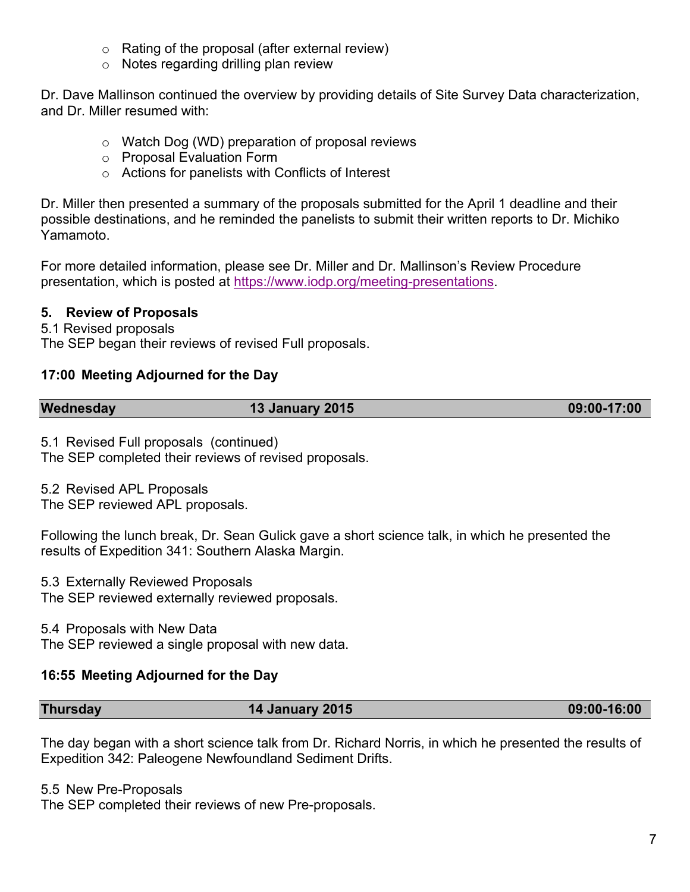- Rating of the proposal (after external review)
- Notes regarding drilling plan review

Dr. Dave Mallinson continued the overview by providing details of Site Survey Data characterization, and Dr. Miller resumed with:

- Watch Dog (WD) preparation of proposal reviews
- Proposal Evaluation Form
- Actions for panelists with Conflicts of Interest

Dr. Miller then presented a summary of the proposals submitted for the April 1 deadline and their possible destinations, and he reminded the panelists to submit their written reports to Dr. Michiko Yamamoto.

For more detailed information, please see Dr. Miller and Dr. Mallinson's Review Procedure presentation, which is posted at [https://www.iodp.org/meeting-presentations](https://www.iodp.org/meeting-presentations).

### 5. Review of Proposals

5.1 Revised proposals
The SEP began their reviews of revised Full proposals.

**17:00 Meeting Adjourned for the Day**

| **Wednesday** | **13 January 2015** | **09:00-17:00** |
|---|---|---|

5.1 Revised Full proposals (continued)
The SEP completed their reviews of revised proposals.

5.2 Revised APL Proposals
The SEP reviewed APL proposals.

Following the lunch break, Dr. Sean Gulick gave a short science talk, in which he presented the results of Expedition 341: Southern Alaska Margin.

5.3 Externally Reviewed Proposals
The SEP reviewed externally reviewed proposals.

5.4 Proposals with New Data
The SEP reviewed a single proposal with new data.

**16:55 Meeting Adjourned for the Day**

| **Thursday** | **14 January 2015** | **09:00-16:00** |
|---|---|---|

The day began with a short science talk from Dr. Richard Norris, in which he presented the results of Expedition 342: Paleogene Newfoundland Sediment Drifts.

5.5 New Pre-Proposals
The SEP completed their reviews of new Pre-proposals.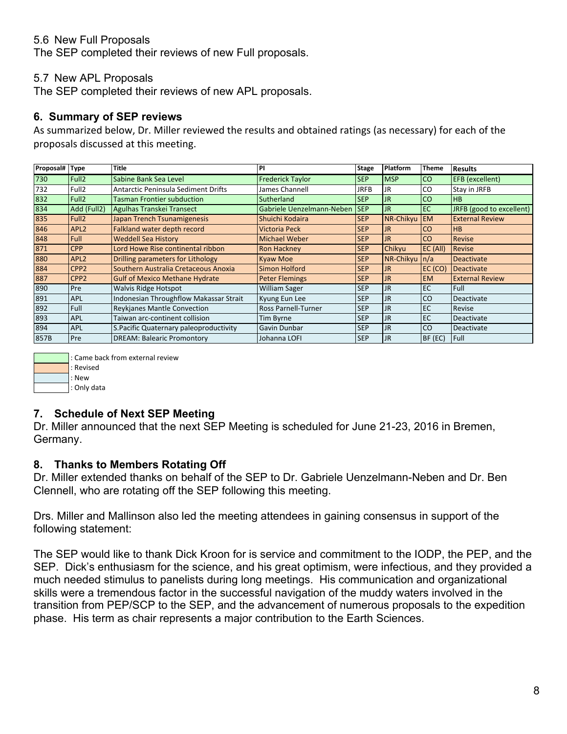5.6 New Full Proposals
The SEP completed their reviews of new Full proposals.

5.7 New APL Proposals
The SEP completed their reviews of new APL proposals.

## 6. Summary of SEP reviews

As summarized below, Dr. Miller reviewed the results and obtained ratings (as necessary) for each of the proposals discussed at this meeting.

| Proposal# | Type | Title | PI | Stage | Platform | Theme | Results |
|---|---|---|---|---|---|---|---|
| 730 | Full2 | Sabine Bank Sea Level | Frederick Taylor | SEP | MSP | CO | EFB (excellent) |
| 732 | Full2 | Antarctic Peninsula Sediment Drifts | James Channell | JRFB | JR | CO | Stay in JRFB |
| 832 | Full2 | Tasman Frontier subduction | Sutherland | SEP | JR | CO | HB |
| 834 | Add (Full2) | Agulhas Transkei Transect | Gabriele Uenzelmann-Neben | SEP | JR | EC | JRFB (good to excellent) |
| 835 | Full2 | Japan Trench Tsunamigenesis | Shuichi Kodaira | SEP | NR-Chikyu | EM | External Review |
| 846 | APL2 | Falkland water depth record | Victoria Peck | SEP | JR | CO | HB |
| 848 | Full | Weddell Sea History | Michael Weber | SEP | JR | CO | Revise |
| 871 | CPP | Lord Howe Rise continental ribbon | Ron Hackney | SEP | Chikyu | EC (All) | Revise |
| 880 | APL2 | Drilling parameters for Lithology | Kyaw Moe | SEP | NR-Chikyu | n/a | Deactivate |
| 884 | CPP2 | Southern Australia Cretaceous Anoxia | Simon Holford | SEP | JR | EC (CO) | Deactivate |
| 887 | CPP2 | Gulf of Mexico Methane Hydrate | Peter Flemings | SEP | JR | EM | External Review |
| 890 | Pre | Walvis Ridge Hotspot | William Sager | SEP | JR | EC | Full |
| 891 | APL | Indonesian Throughflow Makassar Strait | Kyung Eun Lee | SEP | JR | CO | Deactivate |
| 892 | Full | Reykjanes Mantle Convection | Ross Parnell-Turner | SEP | JR | EC | Revise |
| 893 | APL | Taiwan arc-continent collision | Tim Byrne | SEP | JR | EC | Deactivate |
| 894 | APL | S.Pacific Quaternary paleoproductivity | Gavin Dunbar | SEP | JR | CO | Deactivate |
| 857B | Pre | DREAM: Balearic Promontory | Johanna LOFI | SEP | JR | BF (EC) | Full |

Legend:
- (green) : Came back from external review
- (orange) : Revised
- (blue) : New
- (white) : Only data

## 7. Schedule of Next SEP Meeting

Dr. Miller announced that the next SEP Meeting is scheduled for June 21-23, 2016 in Bremen, Germany.

## 8. Thanks to Members Rotating Off

Dr. Miller extended thanks on behalf of the SEP to Dr. Gabriele Uenzelmann-Neben and Dr. Ben Clennell, who are rotating off the SEP following this meeting.

Drs. Miller and Mallinson also led the meeting attendees in gaining consensus in support of the following statement:

The SEP would like to thank Dick Kroon for is service and commitment to the IODP, the PEP, and the SEP. Dick's enthusiasm for the science, and his great optimism, were infectious, and they provided a much needed stimulus to panelists during long meetings. His communication and organizational skills were a tremendous factor in the successful navigation of the muddy waters involved in the transition from PEP/SCP to the SEP, and the advancement of numerous proposals to the expedition phase. His term as chair represents a major contribution to the Earth Sciences.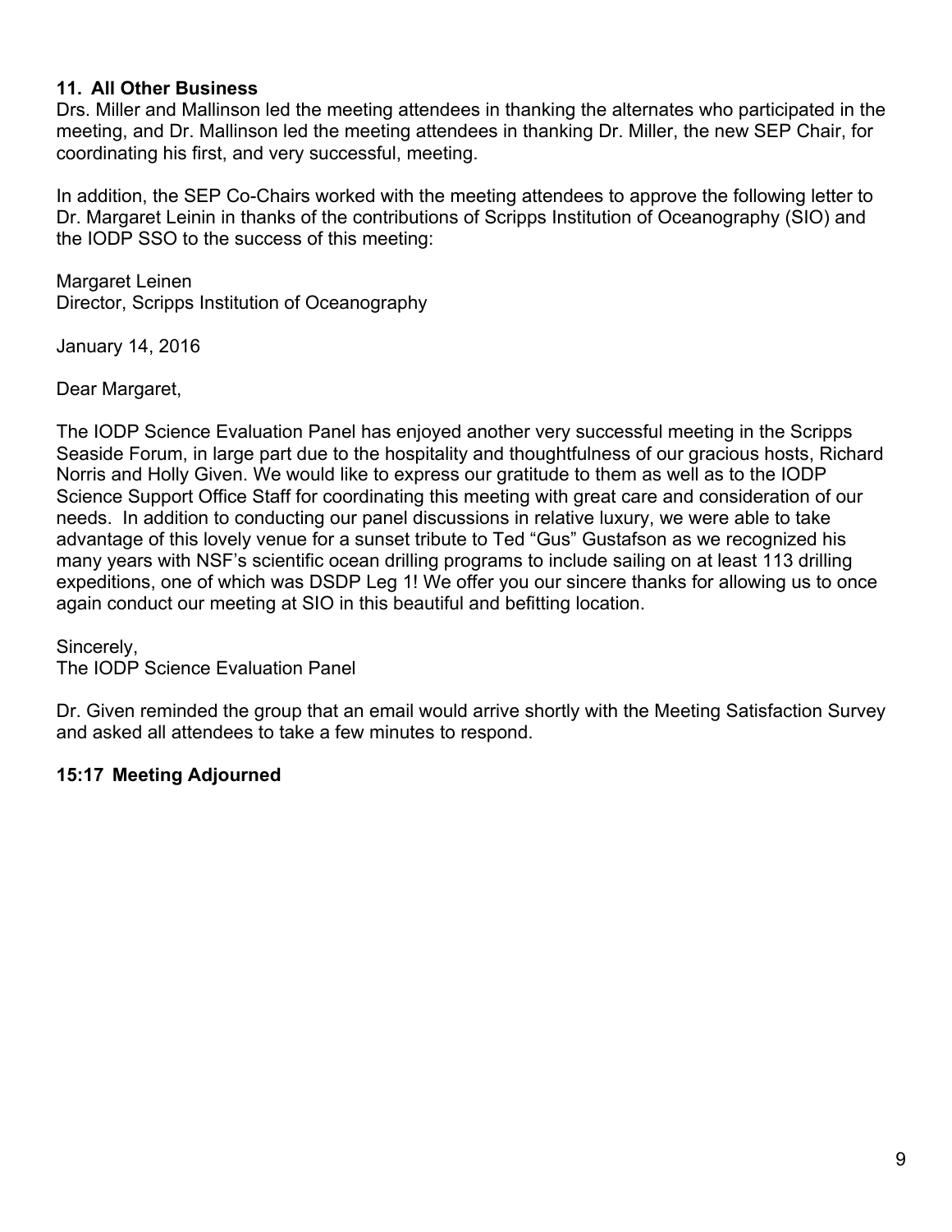## 11. All Other Business

Drs. Miller and Mallinson led the meeting attendees in thanking the alternates who participated in the meeting, and Dr. Mallinson led the meeting attendees in thanking Dr. Miller, the new SEP Chair, for coordinating his first, and very successful, meeting.

In addition, the SEP Co-Chairs worked with the meeting attendees to approve the following letter to Dr. Margaret Leinin in thanks of the contributions of Scripps Institution of Oceanography (SIO) and the IODP SSO to the success of this meeting:

Margaret Leinen  
Director, Scripps Institution of Oceanography

January 14, 2016

Dear Margaret,

The IODP Science Evaluation Panel has enjoyed another very successful meeting in the Scripps Seaside Forum, in large part due to the hospitality and thoughtfulness of our gracious hosts, Richard Norris and Holly Given. We would like to express our gratitude to them as well as to the IODP Science Support Office Staff for coordinating this meeting with great care and consideration of our needs. In addition to conducting our panel discussions in relative luxury, we were able to take advantage of this lovely venue for a sunset tribute to Ted "Gus" Gustafson as we recognized his many years with NSF's scientific ocean drilling programs to include sailing on at least 113 drilling expeditions, one of which was DSDP Leg 1! We offer you our sincere thanks for allowing us to once again conduct our meeting at SIO in this beautiful and befitting location.

Sincerely,  
The IODP Science Evaluation Panel

Dr. Given reminded the group that an email would arrive shortly with the Meeting Satisfaction Survey and asked all attendees to take a few minutes to respond.

**15:17 Meeting Adjourned**